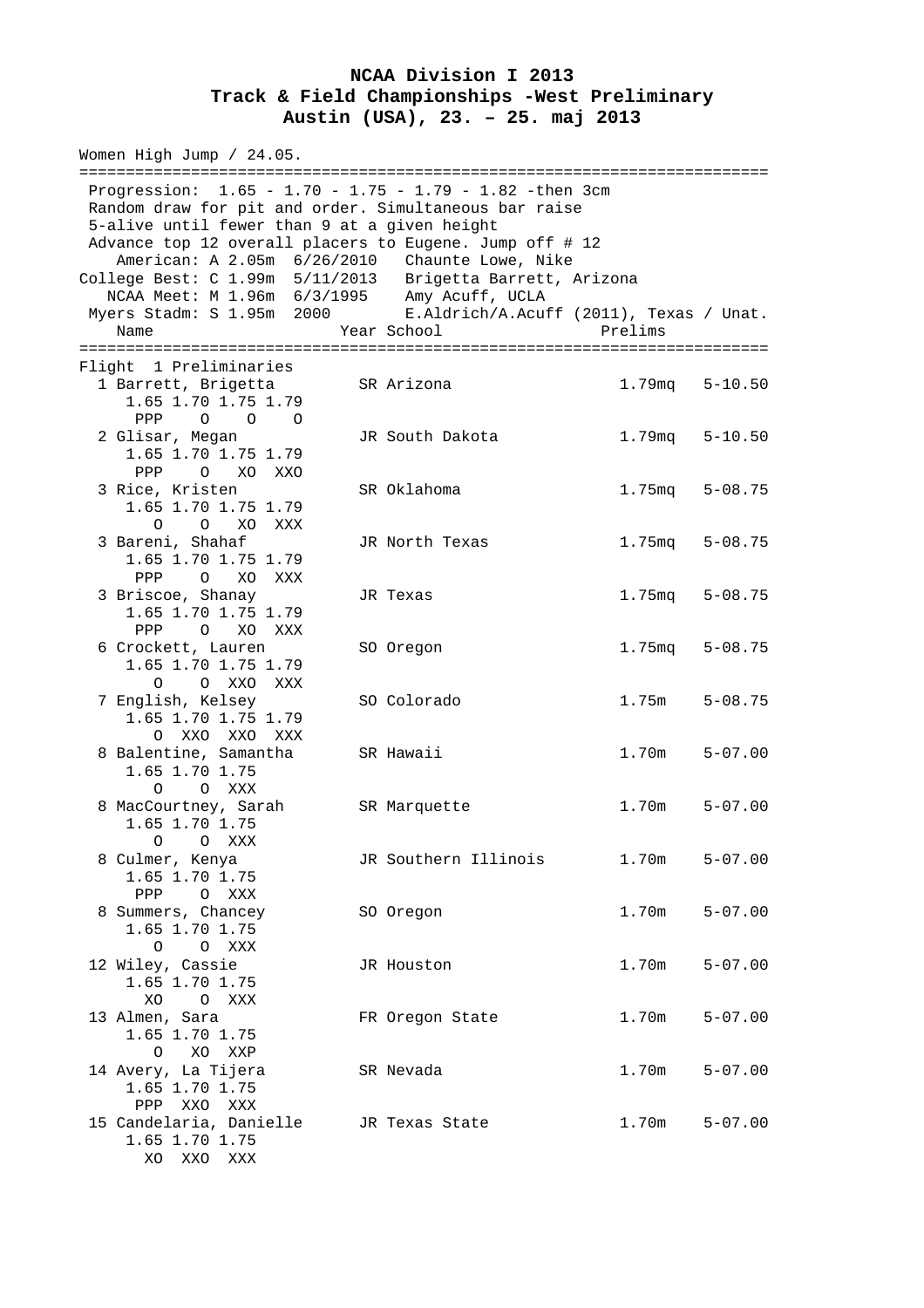# NCAA Division I 2013
## Track & Field Championships -West Preliminary
### Austin (USA), 23. – 25. maj 2013

Women High Jump / 24.05.

```
========================================================================
 Progression:  1.65 - 1.70 - 1.75 - 1.79 - 1.82 -then 3cm
 Random draw for pit and order. Simultaneous bar raise
 5-alive until fewer than 9 at a given height
 Advance top 12 overall placers to Eugene. Jump off # 12
    American: A 2.05m  6/26/2010   Chaunte Lowe, Nike
College Best: C 1.99m  5/11/2013   Brigetta Barrett, Arizona
   NCAA Meet: M 1.96m  6/3/1995    Amy Acuff, UCLA
 Myers Stadm: S 1.95m  2000        E.Aldrich/A.Acuff (2011), Texas / Unat.
    Name                    Year School                  Prelims
========================================================================
Flight  1 Preliminaries
  1 Barrett, Brigetta        SR Arizona                1.79mq   5-10.50
     1.65 1.70 1.75 1.79
      PPP    O    O    O
  2 Glisar, Megan            JR South Dakota           1.79mq   5-10.50
     1.65 1.70 1.75 1.79
      PPP    O   XO  XXO
  3 Rice, Kristen            SR Oklahoma               1.75mq   5-08.75
     1.65 1.70 1.75 1.79
        O    O   XO  XXX
  3 Bareni, Shahaf           JR North Texas            1.75mq   5-08.75
     1.65 1.70 1.75 1.79
      PPP    O   XO  XXX
  3 Briscoe, Shanay          JR Texas                  1.75mq   5-08.75
     1.65 1.70 1.75 1.79
      PPP    O   XO  XXX
  6 Crockett, Lauren         SO Oregon                 1.75mq   5-08.75
     1.65 1.70 1.75 1.79
        O    O  XXO  XXX
  7 English, Kelsey          SO Colorado               1.75m    5-08.75
     1.65 1.70 1.75 1.79
        O  XXO  XXO  XXX
  8 Balentine, Samantha      SR Hawaii                 1.70m    5-07.00
     1.65 1.70 1.75
        O    O  XXX
  8 MacCourtney, Sarah       SR Marquette              1.70m    5-07.00
     1.65 1.70 1.75
        O    O  XXX
  8 Culmer, Kenya            JR Southern Illinois      1.70m    5-07.00
     1.65 1.70 1.75
      PPP    O  XXX
  8 Summers, Chancey         SO Oregon                 1.70m    5-07.00
     1.65 1.70 1.75
        O    O  XXX
 12 Wiley, Cassie            JR Houston                1.70m    5-07.00
     1.65 1.70 1.75
       XO    O  XXX
 13 Almen, Sara              FR Oregon State           1.70m    5-07.00
     1.65 1.70 1.75
        O   XO  XXP
 14 Avery, La Tijera         SR Nevada                 1.70m    5-07.00
     1.65 1.70 1.75
      PPP  XXO  XXX
 15 Candelaria, Danielle     JR Texas State            1.70m    5-07.00
     1.65 1.70 1.75
       XO  XXO  XXX
```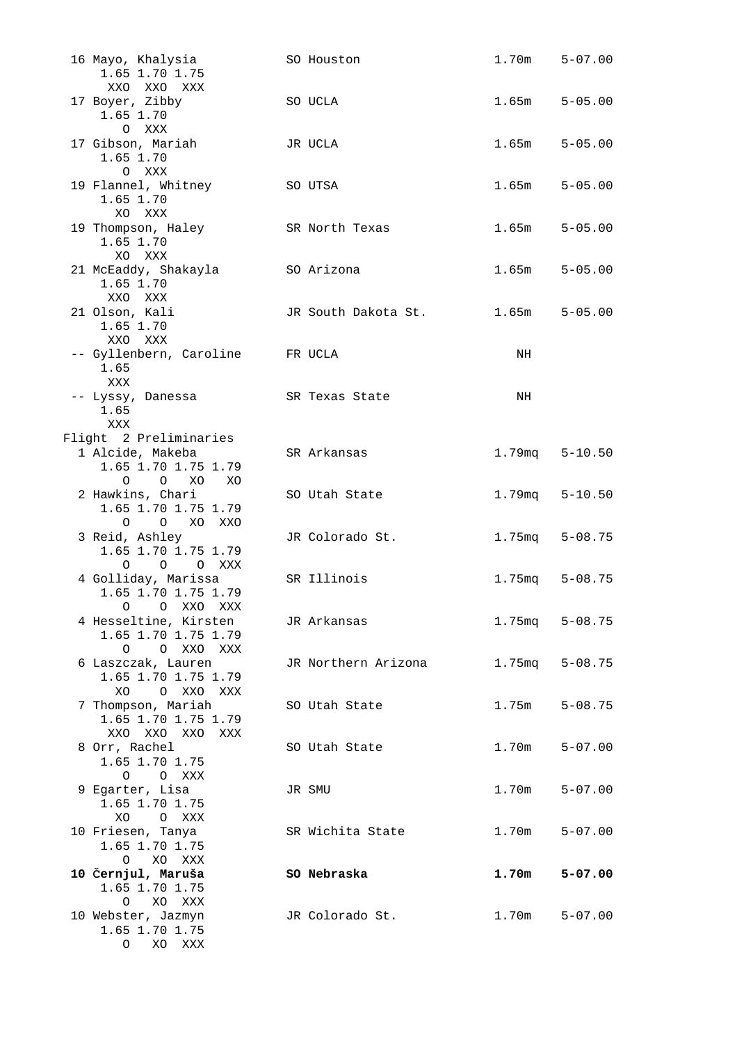```
 16 Mayo, Khalysia           SO Houston              1.70m    5-07.00
     1.65 1.70 1.75
      XXO  XXO  XXX
 17 Boyer, Zibby             SO UCLA                 1.65m    5-05.00
     1.65 1.70
        O  XXX
 17 Gibson, Mariah           JR UCLA                 1.65m    5-05.00
     1.65 1.70
        O  XXX
 19 Flannel, Whitney         SO UTSA                 1.65m    5-05.00
     1.65 1.70
       XO  XXX
 19 Thompson, Haley          SR North Texas          1.65m    5-05.00
     1.65 1.70
       XO  XXX
 21 McEaddy, Shakayla        SO Arizona              1.65m    5-05.00
     1.65 1.70
      XXO  XXX
 21 Olson, Kali              JR South Dakota St.     1.65m    5-05.00
     1.65 1.70
      XXO  XXX
 -- Gyllenbern, Caroline     FR UCLA                    NH
     1.65
      XXX
 -- Lyssy, Danessa           SR Texas State             NH
     1.65
      XXX
Flight  2 Preliminaries
  1 Alcide, Makeba           SR Arkansas             1.79mq   5-10.50
     1.65 1.70 1.75 1.79
        O    O   XO   XO
  2 Hawkins, Chari           SO Utah State           1.79mq   5-10.50
     1.65 1.70 1.75 1.79
        O    O   XO  XXO
  3 Reid, Ashley             JR Colorado St.         1.75mq   5-08.75
     1.65 1.70 1.75 1.79
        O    O    O  XXX
  4 Golliday, Marissa        SR Illinois             1.75mq   5-08.75
     1.65 1.70 1.75 1.79
        O    O  XXO  XXX
  4 Hesseltine, Kirsten      JR Arkansas             1.75mq   5-08.75
     1.65 1.70 1.75 1.79
        O    O  XXO  XXX
  6 Laszczak, Lauren         JR Northern Arizona     1.75mq   5-08.75
     1.65 1.70 1.75 1.79
       XO    O  XXO  XXX
  7 Thompson, Mariah         SO Utah State           1.75m    5-08.75
     1.65 1.70 1.75 1.79
      XXO  XXO  XXO  XXX
  8 Orr, Rachel              SO Utah State           1.70m    5-07.00
     1.65 1.70 1.75
        O    O  XXX
  9 Egarter, Lisa            JR SMU                  1.70m    5-07.00
     1.65 1.70 1.75
       XO    O  XXX
 10 Friesen, Tanya           SR Wichita State        1.70m    5-07.00
     1.65 1.70 1.75
        O   XO  XXX
 10 Černjul, Maruša          SO Nebraska             1.70m    5-07.00
     1.65 1.70 1.75
        O   XO  XXX
 10 Webster, Jazmyn          JR Colorado St.         1.70m    5-07.00
     1.65 1.70 1.75
        O   XO  XXX
```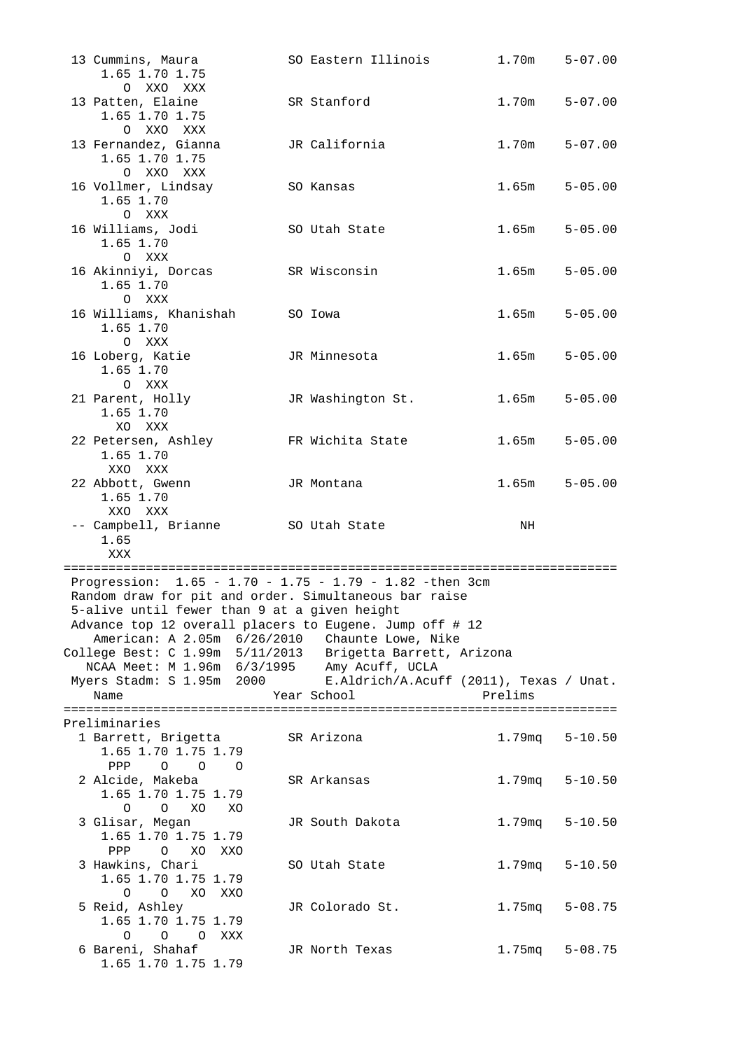```
 13 Cummins, Maura           SO Eastern Illinois        1.70m    5-07.00 
     1.65 1.70 1.75 
        O  XXO  XXX 
 13 Patten, Elaine           SR Stanford                1.70m    5-07.00 
     1.65 1.70 1.75 
        O  XXO  XXX 
 13 Fernandez, Gianna        JR California              1.70m    5-07.00 
     1.65 1.70 1.75 
        O  XXO  XXX 
 16 Vollmer, Lindsay         SO Kansas                  1.65m    5-05.00 
     1.65 1.70 
        O  XXX 
 16 Williams, Jodi           SO Utah State              1.65m    5-05.00 
     1.65 1.70 
        O  XXX 
 16 Akinniyi, Dorcas         SR Wisconsin               1.65m    5-05.00 
     1.65 1.70 
        O  XXX 
 16 Williams, Khanishah      SO Iowa                    1.65m    5-05.00 
     1.65 1.70 
        O  XXX 
 16 Loberg, Katie            JR Minnesota               1.65m    5-05.00 
     1.65 1.70 
        O  XXX 
 21 Parent, Holly            JR Washington St.          1.65m    5-05.00 
     1.65 1.70 
       XO  XXX 
 22 Petersen, Ashley         FR Wichita State           1.65m    5-05.00 
     1.65 1.70 
      XXO  XXX 
 22 Abbott, Gwenn            JR Montana                 1.65m    5-05.00 
     1.65 1.70 
      XXO  XXX 
 -- Campbell, Brianne        SO Utah State                NH            
     1.65 
      XXX 
========================================================================
 Progression:  1.65 - 1.70 - 1.75 - 1.79 - 1.82 -then 3cm 
 Random draw for pit and order. Simultaneous bar raise 
 5-alive until fewer than 9 at a given height 
 Advance top 12 overall placers to Eugene. Jump off # 12 
    American: A 2.05m  6/26/2010   Chaunte Lowe, Nike 
College Best: C 1.99m  5/11/2013   Brigetta Barrett, Arizona 
   NCAA Meet: M 1.96m  6/3/1995    Amy Acuff, UCLA 
 Myers Stadm: S 1.95m  2000        E.Aldrich/A.Acuff (2011), Texas / Unat. 
    Name                    Year School                  Prelims            
========================================================================
Preliminaries
  1 Barrett, Brigetta        SR Arizona                 1.79mq   5-10.50 
     1.65 1.70 1.75 1.79 
      PPP    O    O    O 
  2 Alcide, Makeba           SR Arkansas                1.79mq   5-10.50 
     1.65 1.70 1.75 1.79 
        O    O   XO   XO 
  3 Glisar, Megan            JR South Dakota            1.79mq   5-10.50 
     1.65 1.70 1.75 1.79 
      PPP    O   XO  XXO 
  3 Hawkins, Chari           SO Utah State              1.79mq   5-10.50 
     1.65 1.70 1.75 1.79 
        O    O   XO  XXO 
  5 Reid, Ashley             JR Colorado St.            1.75mq   5-08.75 
     1.65 1.70 1.75 1.79 
        O    O    O  XXX 
  6 Bareni, Shahaf           JR North Texas             1.75mq   5-08.75 
     1.65 1.70 1.75 1.79 
```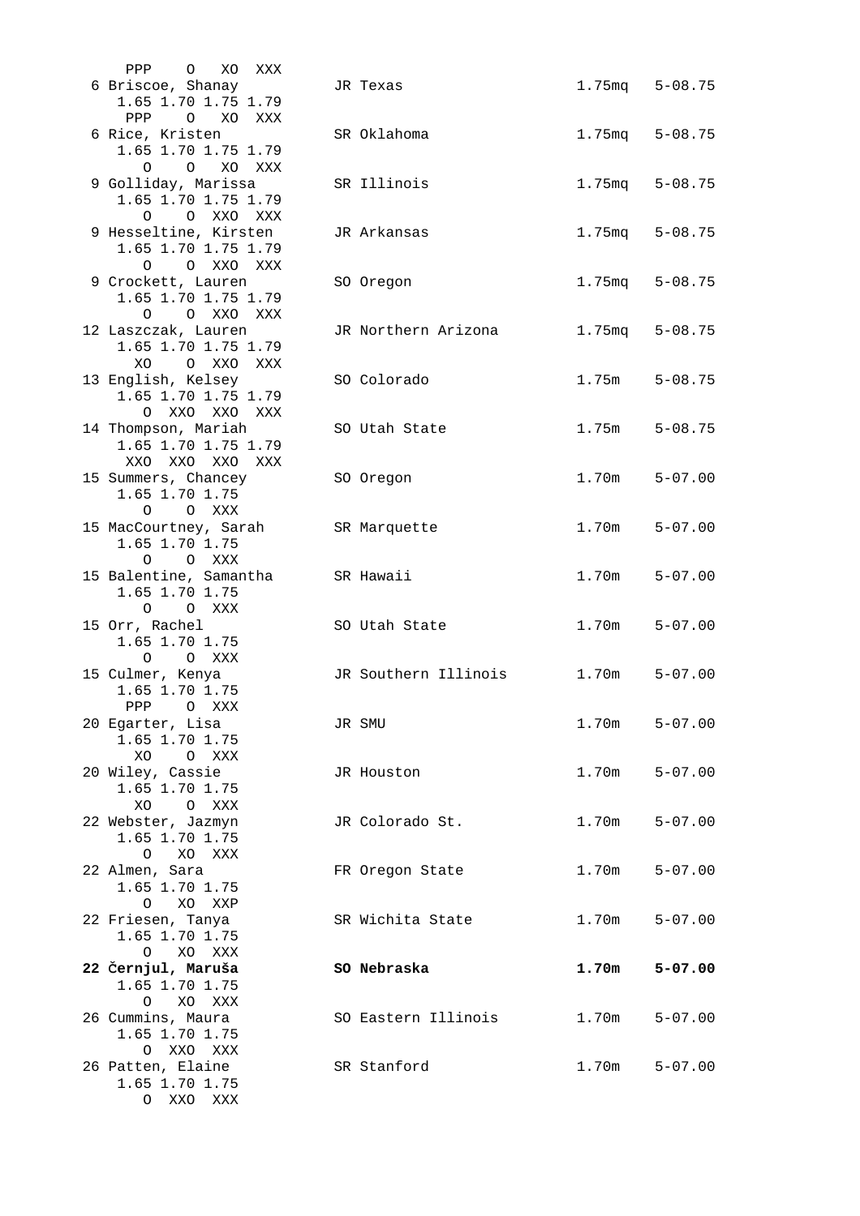```
    PPP    O   XO  XXX
  6 Briscoe, Shanay          JR Texas                   1.75mq   5-08.75
     1.65 1.70 1.75 1.79
      PPP    O   XO  XXX
  6 Rice, Kristen            SR Oklahoma                1.75mq   5-08.75
     1.65 1.70 1.75 1.79
       O     O   XO  XXX
  9 Golliday, Marissa        SR Illinois                1.75mq   5-08.75
     1.65 1.70 1.75 1.79
       O     O  XXO  XXX
  9 Hesseltine, Kirsten      JR Arkansas                1.75mq   5-08.75
     1.65 1.70 1.75 1.79
       O     O  XXO  XXX
  9 Crockett, Lauren         SO Oregon                  1.75mq   5-08.75
     1.65 1.70 1.75 1.79
       O     O  XXO  XXX
 12 Laszczak, Lauren         JR Northern Arizona        1.75mq   5-08.75
     1.65 1.70 1.75 1.79
      XO     O  XXO  XXX
 13 English, Kelsey          SO Colorado                1.75m    5-08.75
     1.65 1.70 1.75 1.79
       O  XXO  XXO  XXX
 14 Thompson, Mariah         SO Utah State              1.75m    5-08.75
     1.65 1.70 1.75 1.79
     XXO  XXO  XXO  XXX
 15 Summers, Chancey         SO Oregon                  1.70m    5-07.00
     1.65 1.70 1.75
       O     O  XXX
 15 MacCourtney, Sarah       SR Marquette               1.70m    5-07.00
     1.65 1.70 1.75
       O     O  XXX
 15 Balentine, Samantha      SR Hawaii                  1.70m    5-07.00
     1.65 1.70 1.75
       O     O  XXX
 15 Orr, Rachel              SO Utah State              1.70m    5-07.00
     1.65 1.70 1.75
       O     O  XXX
 15 Culmer, Kenya            JR Southern Illinois       1.70m    5-07.00
     1.65 1.70 1.75
      PPP    O  XXX
 20 Egarter, Lisa            JR SMU                     1.70m    5-07.00
     1.65 1.70 1.75
      XO     O  XXX
 20 Wiley, Cassie            JR Houston                 1.70m    5-07.00
     1.65 1.70 1.75
      XO     O  XXX
 22 Webster, Jazmyn          JR Colorado St.            1.70m    5-07.00
     1.65 1.70 1.75
       O    XO  XXX
 22 Almen, Sara              FR Oregon State            1.70m    5-07.00
     1.65 1.70 1.75
       O    XO  XXP
 22 Friesen, Tanya           SR Wichita State           1.70m    5-07.00
     1.65 1.70 1.75
       O    XO  XXX
 22 Černjul, Maruša          SO Nebraska                1.70m    5-07.00
     1.65 1.70 1.75
       O    XO  XXX
 26 Cummins, Maura           SO Eastern Illinois        1.70m    5-07.00
     1.65 1.70 1.75
       O   XXO  XXX
 26 Patten, Elaine           SR Stanford                1.70m    5-07.00
     1.65 1.70 1.75
       O   XXO  XXX
```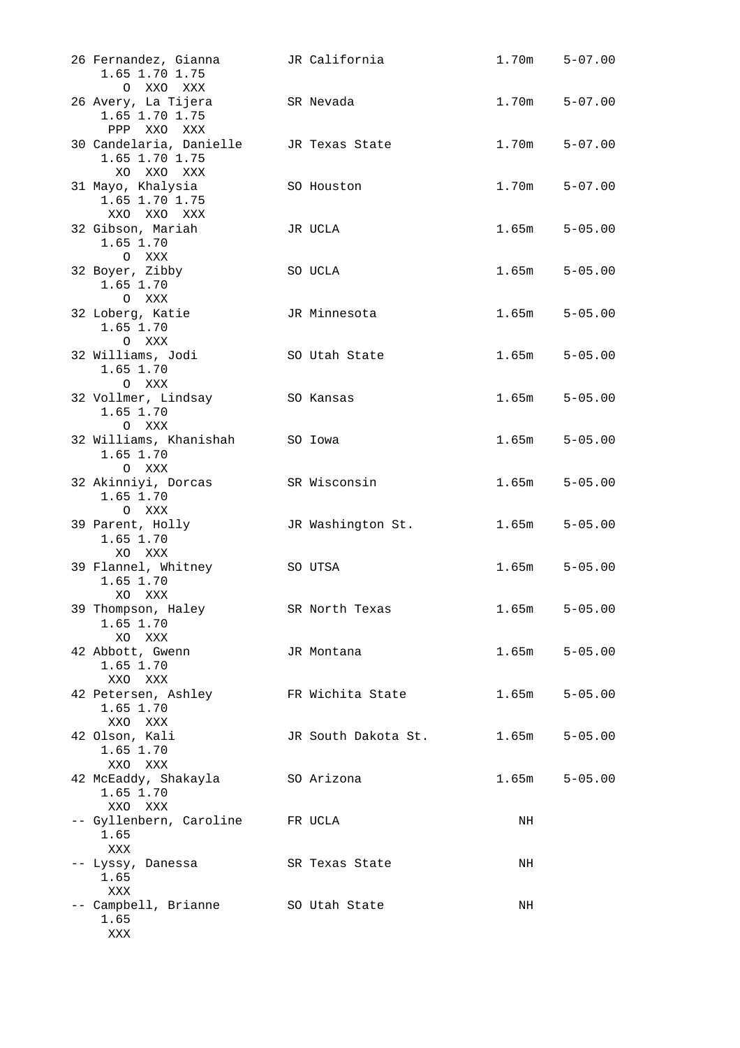```
 26 Fernandez, Gianna        JR California            1.70m    5-07.00
    1.65 1.70 1.75
      O  XXO  XXX
 26 Avery, La Tijera         SR Nevada                1.70m    5-07.00
    1.65 1.70 1.75
     PPP  XXO  XXX
 30 Candelaria, Danielle     JR Texas State           1.70m    5-07.00
    1.65 1.70 1.75
      XO  XXO  XXX
 31 Mayo, Khalysia           SO Houston               1.70m    5-07.00
    1.65 1.70 1.75
     XXO  XXO  XXX
 32 Gibson, Mariah           JR UCLA                  1.65m    5-05.00
    1.65 1.70
      O  XXX
 32 Boyer, Zibby             SO UCLA                  1.65m    5-05.00
    1.65 1.70
      O  XXX
 32 Loberg, Katie            JR Minnesota             1.65m    5-05.00
    1.65 1.70
      O  XXX
 32 Williams, Jodi           SO Utah State            1.65m    5-05.00
    1.65 1.70
      O  XXX
 32 Vollmer, Lindsay         SO Kansas                1.65m    5-05.00
    1.65 1.70
      O  XXX
 32 Williams, Khanishah      SO Iowa                  1.65m    5-05.00
    1.65 1.70
      O  XXX
 32 Akinniyi, Dorcas         SR Wisconsin             1.65m    5-05.00
    1.65 1.70
      O  XXX
 39 Parent, Holly            JR Washington St.        1.65m    5-05.00
    1.65 1.70
      XO  XXX
 39 Flannel, Whitney         SO UTSA                  1.65m    5-05.00
    1.65 1.70
      XO  XXX
 39 Thompson, Haley          SR North Texas           1.65m    5-05.00
    1.65 1.70
      XO  XXX
 42 Abbott, Gwenn            JR Montana               1.65m    5-05.00
    1.65 1.70
     XXO  XXX
 42 Petersen, Ashley         FR Wichita State         1.65m    5-05.00
    1.65 1.70
     XXO  XXX
 42 Olson, Kali              JR South Dakota St.      1.65m    5-05.00
    1.65 1.70
     XXO  XXX
 42 McEaddy, Shakayla        SO Arizona               1.65m    5-05.00
    1.65 1.70
     XXO  XXX
 -- Gyllenbern, Caroline     FR UCLA                     NH
    1.65
     XXX
 -- Lyssy, Danessa           SR Texas State              NH
    1.65
     XXX
 -- Campbell, Brianne        SO Utah State               NH
    1.65
     XXX
```